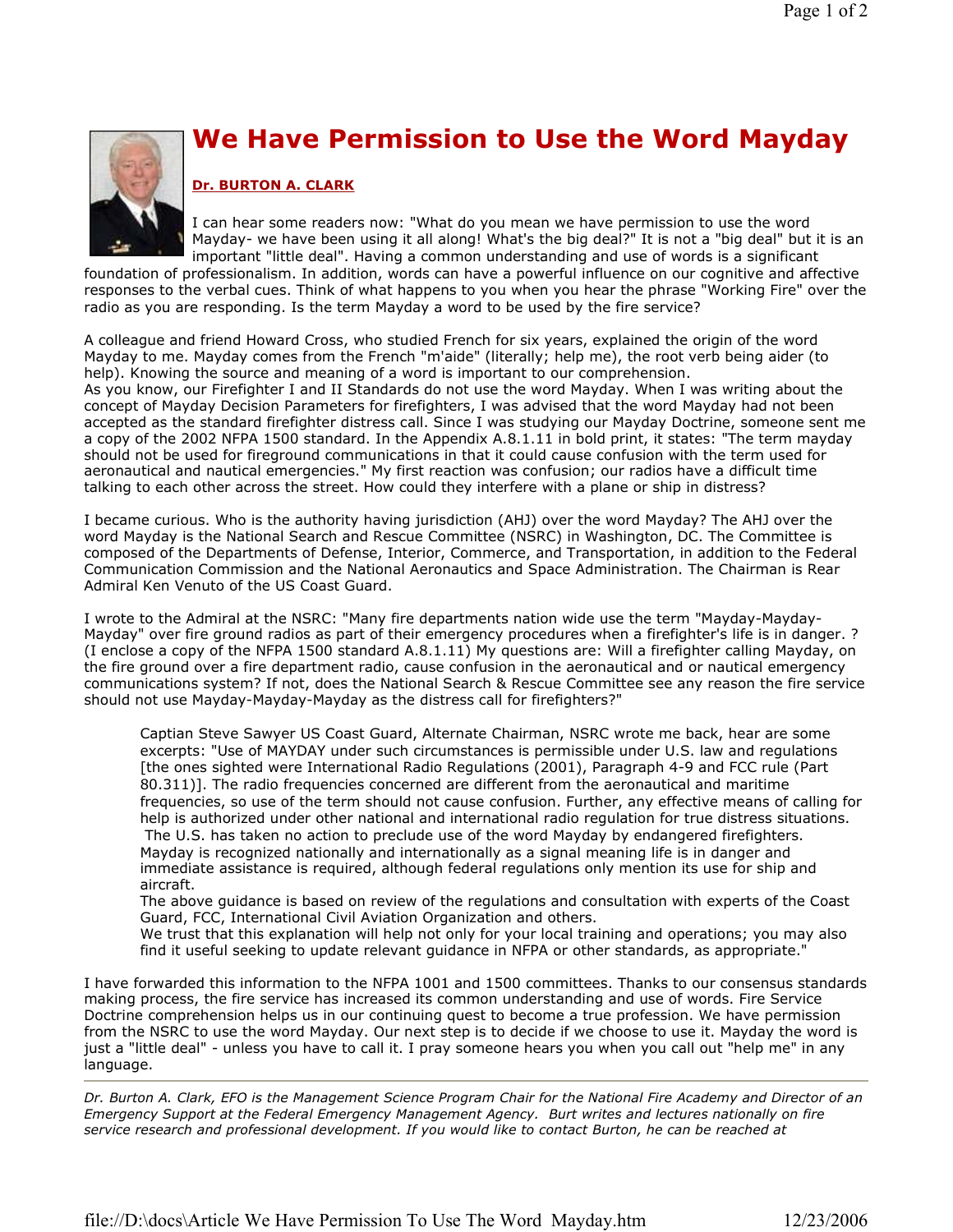# We Have Permission to Use the Word Mayday

**Dr. BURTON A. CLARK**

I can hear some readers now: "What do you mean we have permission to use the word Mayday- we have been using it all along! What's the big deal?" It is not a "big deal" but it is an important "little deal". Having a common understanding and use of words is a significant foundation of professionalism. In addition, words can have a powerful influence on our cognitive and affective responses to the verbal cues. Think of what happens to you when you hear the phrase "Working Fire" over the radio as you are responding. Is the term Mayday a word to be used by the fire service?

A colleague and friend Howard Cross, who studied French for six years, explained the origin of the word Mayday to me. Mayday comes from the French "m'aide" (literally; help me), the root verb being aider (to help). Knowing the source and meaning of a word is important to our comprehension.
As you know, our Firefighter I and II Standards do not use the word Mayday. When I was writing about the concept of Mayday Decision Parameters for firefighters, I was advised that the word Mayday had not been accepted as the standard firefighter distress call. Since I was studying our Mayday Doctrine, someone sent me a copy of the 2002 NFPA 1500 standard. In the Appendix A.8.1.11 in bold print, it states: "The term mayday should not be used for fireground communications in that it could cause confusion with the term used for aeronautical and nautical emergencies." My first reaction was confusion; our radios have a difficult time talking to each other across the street. How could they interfere with a plane or ship in distress?

I became curious. Who is the authority having jurisdiction (AHJ) over the word Mayday? The AHJ over the word Mayday is the National Search and Rescue Committee (NSRC) in Washington, DC. The Committee is composed of the Departments of Defense, Interior, Commerce, and Transportation, in addition to the Federal Communication Commission and the National Aeronautics and Space Administration. The Chairman is Rear Admiral Ken Venuto of the US Coast Guard.

I wrote to the Admiral at the NSRC: "Many fire departments nation wide use the term "Mayday-Mayday-Mayday" over fire ground radios as part of their emergency procedures when a firefighter's life is in danger. ? (I enclose a copy of the NFPA 1500 standard A.8.1.11) My questions are: Will a firefighter calling Mayday, on the fire ground over a fire department radio, cause confusion in the aeronautical and or nautical emergency communications system? If not, does the National Search & Rescue Committee see any reason the fire service should not use Mayday-Mayday-Mayday as the distress call for firefighters?"

> Captian Steve Sawyer US Coast Guard, Alternate Chairman, NSRC wrote me back, hear are some excerpts: "Use of MAYDAY under such circumstances is permissible under U.S. law and regulations [the ones sighted were International Radio Regulations (2001), Paragraph 4-9 and FCC rule (Part 80.311)]. The radio frequencies concerned are different from the aeronautical and maritime frequencies, so use of the term should not cause confusion. Further, any effective means of calling for help is authorized under other national and international radio regulation for true distress situations. The U.S. has taken no action to preclude use of the word Mayday by endangered firefighters. Mayday is recognized nationally and internationally as a signal meaning life is in danger and immediate assistance is required, although federal regulations only mention its use for ship and aircraft.
> The above guidance is based on review of the regulations and consultation with experts of the Coast Guard, FCC, International Civil Aviation Organization and others.
> We trust that this explanation will help not only for your local training and operations; you may also find it useful seeking to update relevant guidance in NFPA or other standards, as appropriate."

I have forwarded this information to the NFPA 1001 and 1500 committees. Thanks to our consensus standards making process, the fire service has increased its common understanding and use of words. Fire Service Doctrine comprehension helps us in our continuing quest to become a true profession. We have permission from the NSRC to use the word Mayday. Our next step is to decide if we choose to use it. Mayday the word is just a "little deal" - unless you have to call it. I pray someone hears you when you call out "help me" in any language.

---

*Dr. Burton A. Clark, EFO is the Management Science Program Chair for the National Fire Academy and Director of an Emergency Support at the Federal Emergency Management Agency. Burt writes and lectures nationally on fire service research and professional development. If you would like to contact Burton, he can be reached at*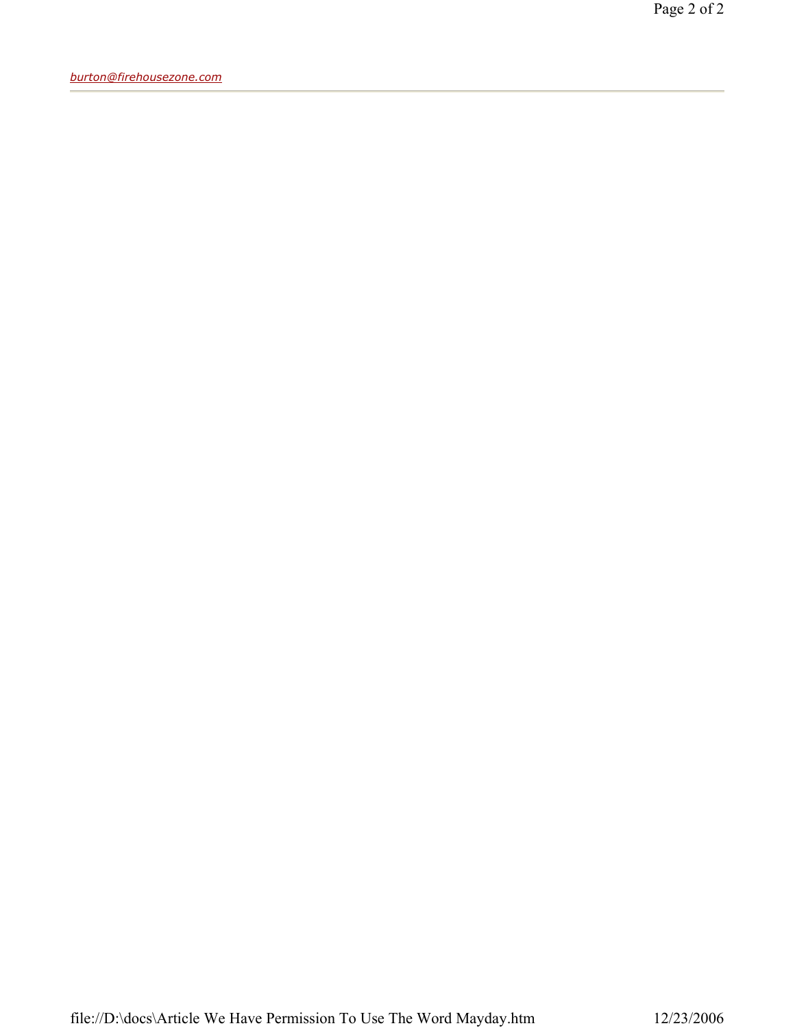*burton@firehousezone.com*

---